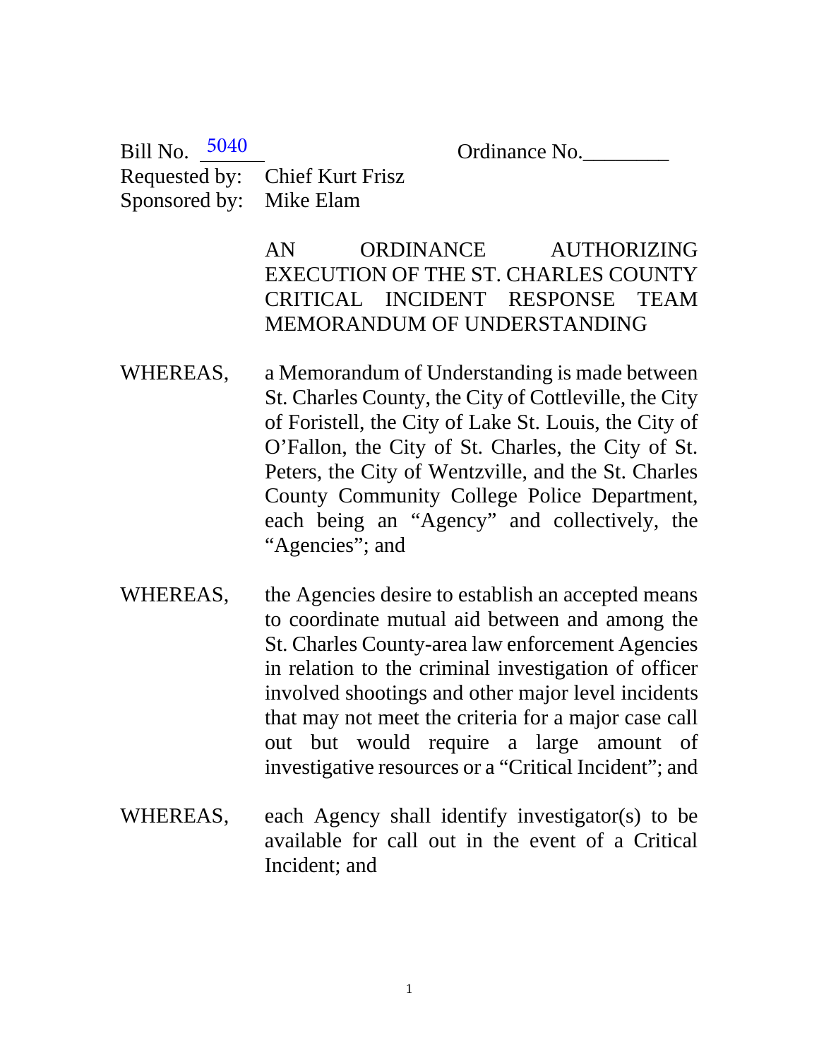Bill No. 5040 Ordinance No.________

Requested by: Chief Kurt Frisz

Sponsored by: Mike Elam

AN ORDINANCE AUTHORIZING EXECUTION OF THE ST. CHARLES COUNTY CRITICAL INCIDENT RESPONSE TEAM MEMORANDUM OF UNDERSTANDING

WHEREAS, a Memorandum of Understanding is made between St. Charles County, the City of Cottleville, the City of Foristell, the City of Lake St. Louis, the City of O'Fallon, the City of St. Charles, the City of St. Peters, the City of Wentzville, and the St. Charles County Community College Police Department, each being an "Agency" and collectively, the "Agencies"; and

WHEREAS, the Agencies desire to establish an accepted means to coordinate mutual aid between and among the St. Charles County-area law enforcement Agencies in relation to the criminal investigation of officer involved shootings and other major level incidents that may not meet the criteria for a major case call out but would require a large amount of investigative resources or a "Critical Incident"; and

WHEREAS, each Agency shall identify investigator(s) to be available for call out in the event of a Critical Incident; and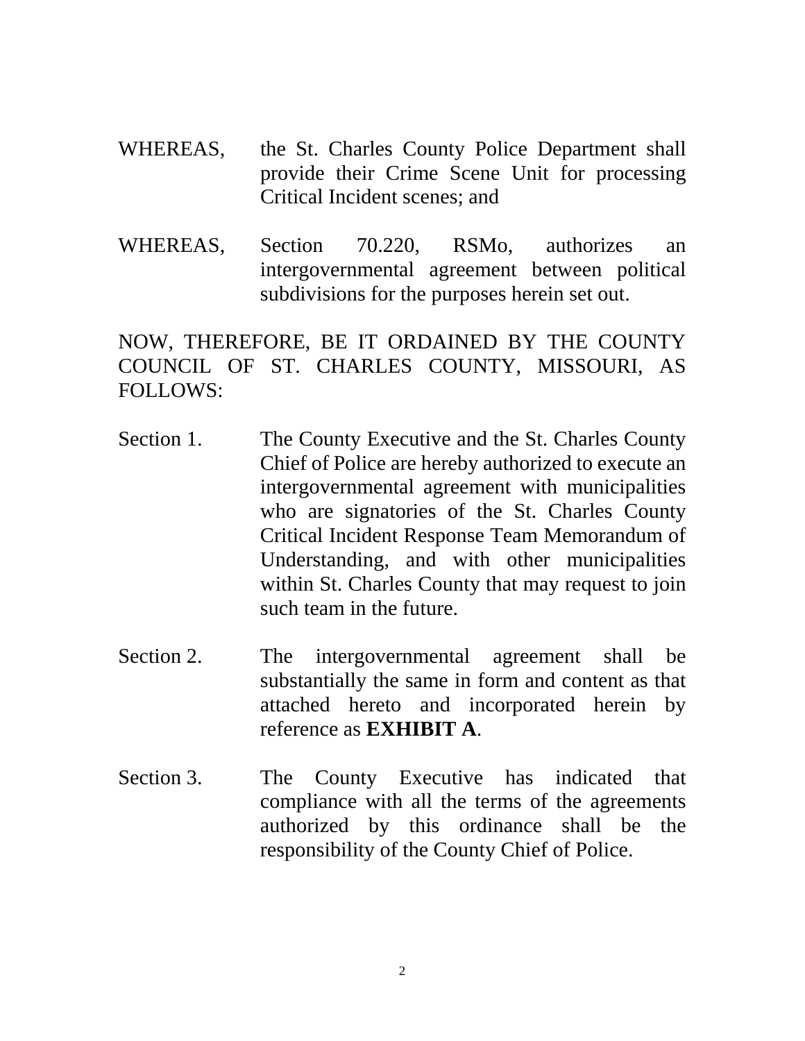WHEREAS, the St. Charles County Police Department shall provide their Crime Scene Unit for processing Critical Incident scenes; and

WHEREAS, Section 70.220, RSMo, authorizes an intergovernmental agreement between political subdivisions for the purposes herein set out.

NOW, THEREFORE, BE IT ORDAINED BY THE COUNTY COUNCIL OF ST. CHARLES COUNTY, MISSOURI, AS FOLLOWS:

Section 1. The County Executive and the St. Charles County Chief of Police are hereby authorized to execute an intergovernmental agreement with municipalities who are signatories of the St. Charles County Critical Incident Response Team Memorandum of Understanding, and with other municipalities within St. Charles County that may request to join such team in the future.

Section 2. The intergovernmental agreement shall be substantially the same in form and content as that attached hereto and incorporated herein by reference as **EXHIBIT A**.

Section 3. The County Executive has indicated that compliance with all the terms of the agreements authorized by this ordinance shall be the responsibility of the County Chief of Police.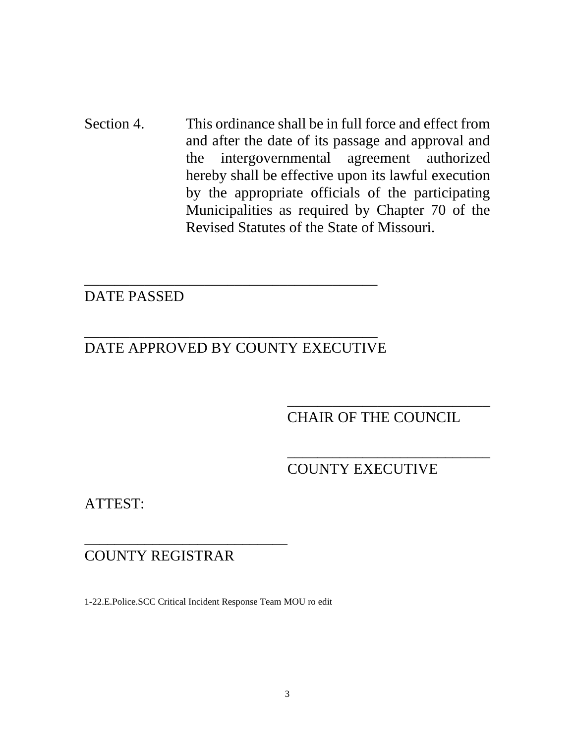Section 4. This ordinance shall be in full force and effect from and after the date of its passage and approval and the intergovernmental agreement authorized hereby shall be effective upon its lawful execution by the appropriate officials of the participating Municipalities as required by Chapter 70 of the Revised Statutes of the State of Missouri.

______________________________________
DATE PASSED

______________________________________
DATE APPROVED BY COUNTY EXECUTIVE

__________________________
CHAIR OF THE COUNCIL

__________________________
COUNTY EXECUTIVE

ATTEST:

__________________________
COUNTY REGISTRAR

1-22.E.Police.SCC Critical Incident Response Team MOU ro edit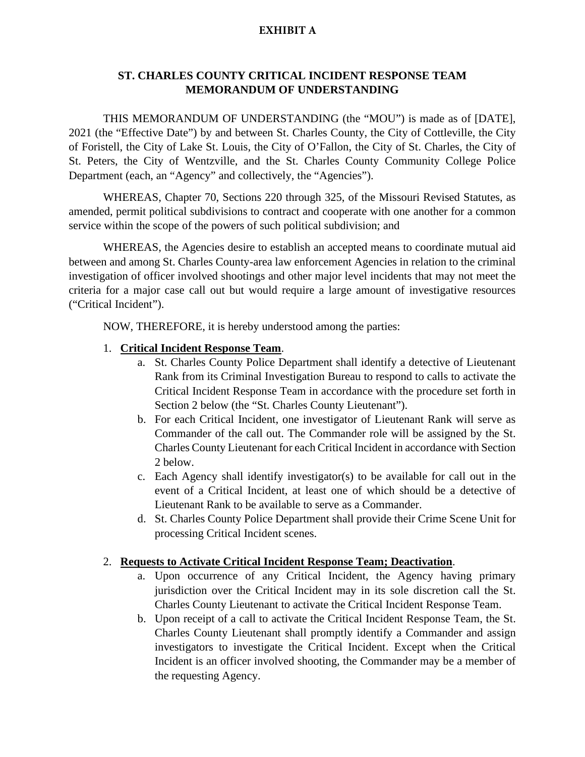**EXHIBIT A**

# ST. CHARLES COUNTY CRITICAL INCIDENT RESPONSE TEAM MEMORANDUM OF UNDERSTANDING

THIS MEMORANDUM OF UNDERSTANDING (the "MOU") is made as of [DATE], 2021 (the "Effective Date") by and between St. Charles County, the City of Cottleville, the City of Foristell, the City of Lake St. Louis, the City of O'Fallon, the City of St. Charles, the City of St. Peters, the City of Wentzville, and the St. Charles County Community College Police Department (each, an "Agency" and collectively, the "Agencies").

WHEREAS, Chapter 70, Sections 220 through 325, of the Missouri Revised Statutes, as amended, permit political subdivisions to contract and cooperate with one another for a common service within the scope of the powers of such political subdivision; and

WHEREAS, the Agencies desire to establish an accepted means to coordinate mutual aid between and among St. Charles County-area law enforcement Agencies in relation to the criminal investigation of officer involved shootings and other major level incidents that may not meet the criteria for a major case call out but would require a large amount of investigative resources ("Critical Incident").

NOW, THEREFORE, it is hereby understood among the parties:

1. **Critical Incident Response Team**.
   a. St. Charles County Police Department shall identify a detective of Lieutenant Rank from its Criminal Investigation Bureau to respond to calls to activate the Critical Incident Response Team in accordance with the procedure set forth in Section 2 below (the "St. Charles County Lieutenant").
   b. For each Critical Incident, one investigator of Lieutenant Rank will serve as Commander of the call out. The Commander role will be assigned by the St. Charles County Lieutenant for each Critical Incident in accordance with Section 2 below.
   c. Each Agency shall identify investigator(s) to be available for call out in the event of a Critical Incident, at least one of which should be a detective of Lieutenant Rank to be available to serve as a Commander.
   d. St. Charles County Police Department shall provide their Crime Scene Unit for processing Critical Incident scenes.

2. **Requests to Activate Critical Incident Response Team; Deactivation**.
   a. Upon occurrence of any Critical Incident, the Agency having primary jurisdiction over the Critical Incident may in its sole discretion call the St. Charles County Lieutenant to activate the Critical Incident Response Team.
   b. Upon receipt of a call to activate the Critical Incident Response Team, the St. Charles County Lieutenant shall promptly identify a Commander and assign investigators to investigate the Critical Incident. Except when the Critical Incident is an officer involved shooting, the Commander may be a member of the requesting Agency.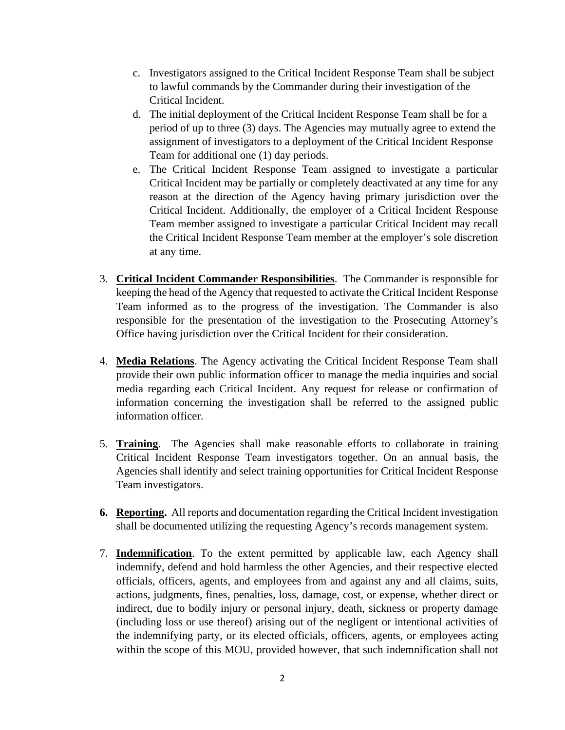c. Investigators assigned to the Critical Incident Response Team shall be subject to lawful commands by the Commander during their investigation of the Critical Incident.

d. The initial deployment of the Critical Incident Response Team shall be for a period of up to three (3) days. The Agencies may mutually agree to extend the assignment of investigators to a deployment of the Critical Incident Response Team for additional one (1) day periods.

e. The Critical Incident Response Team assigned to investigate a particular Critical Incident may be partially or completely deactivated at any time for any reason at the direction of the Agency having primary jurisdiction over the Critical Incident. Additionally, the employer of a Critical Incident Response Team member assigned to investigate a particular Critical Incident may recall the Critical Incident Response Team member at the employer's sole discretion at any time.

3. **Critical Incident Commander Responsibilities**. The Commander is responsible for keeping the head of the Agency that requested to activate the Critical Incident Response Team informed as to the progress of the investigation. The Commander is also responsible for the presentation of the investigation to the Prosecuting Attorney's Office having jurisdiction over the Critical Incident for their consideration.

4. **Media Relations**. The Agency activating the Critical Incident Response Team shall provide their own public information officer to manage the media inquiries and social media regarding each Critical Incident. Any request for release or confirmation of information concerning the investigation shall be referred to the assigned public information officer.

5. **Training**. The Agencies shall make reasonable efforts to collaborate in training Critical Incident Response Team investigators together. On an annual basis, the Agencies shall identify and select training opportunities for Critical Incident Response Team investigators.

6. **Reporting.** All reports and documentation regarding the Critical Incident investigation shall be documented utilizing the requesting Agency's records management system.

7. **Indemnification**. To the extent permitted by applicable law, each Agency shall indemnify, defend and hold harmless the other Agencies, and their respective elected officials, officers, agents, and employees from and against any and all claims, suits, actions, judgments, fines, penalties, loss, damage, cost, or expense, whether direct or indirect, due to bodily injury or personal injury, death, sickness or property damage (including loss or use thereof) arising out of the negligent or intentional activities of the indemnifying party, or its elected officials, officers, agents, or employees acting within the scope of this MOU, provided however, that such indemnification shall not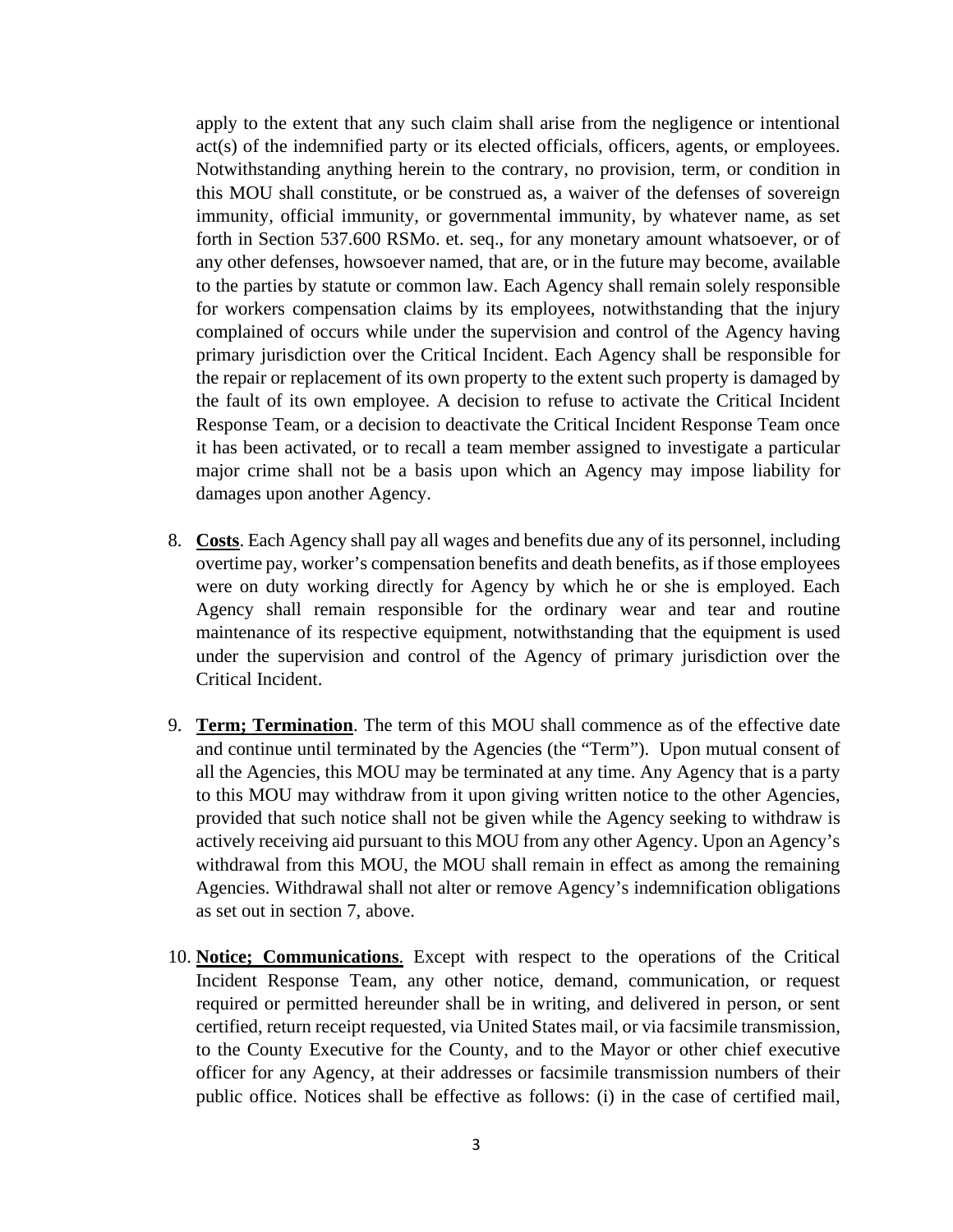apply to the extent that any such claim shall arise from the negligence or intentional act(s) of the indemnified party or its elected officials, officers, agents, or employees. Notwithstanding anything herein to the contrary, no provision, term, or condition in this MOU shall constitute, or be construed as, a waiver of the defenses of sovereign immunity, official immunity, or governmental immunity, by whatever name, as set forth in Section 537.600 RSMo. et. seq., for any monetary amount whatsoever, or of any other defenses, howsoever named, that are, or in the future may become, available to the parties by statute or common law. Each Agency shall remain solely responsible for workers compensation claims by its employees, notwithstanding that the injury complained of occurs while under the supervision and control of the Agency having primary jurisdiction over the Critical Incident. Each Agency shall be responsible for the repair or replacement of its own property to the extent such property is damaged by the fault of its own employee. A decision to refuse to activate the Critical Incident Response Team, or a decision to deactivate the Critical Incident Response Team once it has been activated, or to recall a team member assigned to investigate a particular major crime shall not be a basis upon which an Agency may impose liability for damages upon another Agency.

8. **Costs**. Each Agency shall pay all wages and benefits due any of its personnel, including overtime pay, worker's compensation benefits and death benefits, as if those employees were on duty working directly for Agency by which he or she is employed. Each Agency shall remain responsible for the ordinary wear and tear and routine maintenance of its respective equipment, notwithstanding that the equipment is used under the supervision and control of the Agency of primary jurisdiction over the Critical Incident.

9. **Term; Termination**. The term of this MOU shall commence as of the effective date and continue until terminated by the Agencies (the "Term"). Upon mutual consent of all the Agencies, this MOU may be terminated at any time. Any Agency that is a party to this MOU may withdraw from it upon giving written notice to the other Agencies, provided that such notice shall not be given while the Agency seeking to withdraw is actively receiving aid pursuant to this MOU from any other Agency. Upon an Agency's withdrawal from this MOU, the MOU shall remain in effect as among the remaining Agencies. Withdrawal shall not alter or remove Agency's indemnification obligations as set out in section 7, above.

10. **Notice; Communications**. Except with respect to the operations of the Critical Incident Response Team, any other notice, demand, communication, or request required or permitted hereunder shall be in writing, and delivered in person, or sent certified, return receipt requested, via United States mail, or via facsimile transmission, to the County Executive for the County, and to the Mayor or other chief executive officer for any Agency, at their addresses or facsimile transmission numbers of their public office. Notices shall be effective as follows: (i) in the case of certified mail,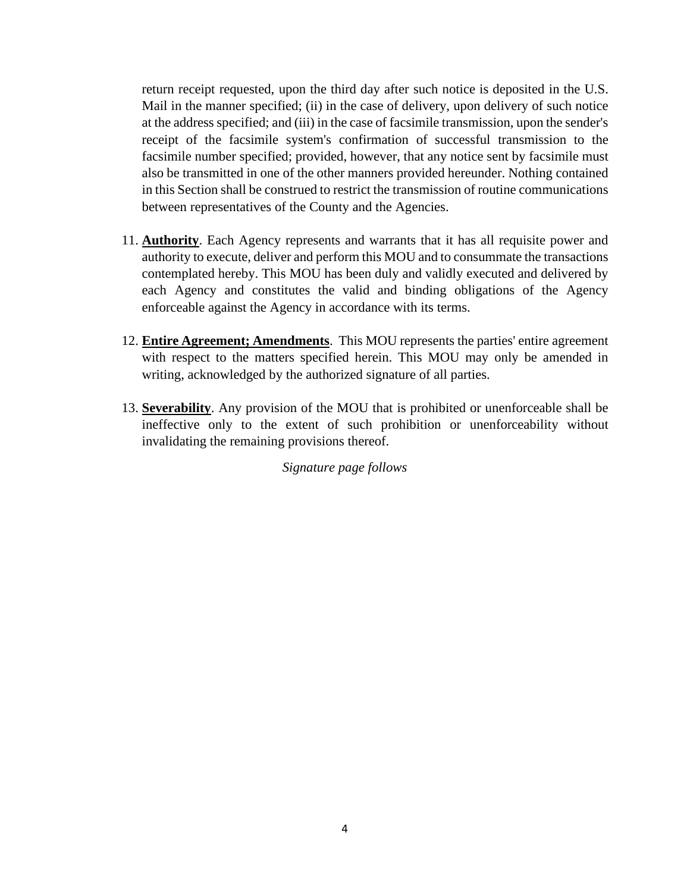return receipt requested, upon the third day after such notice is deposited in the U.S. Mail in the manner specified; (ii) in the case of delivery, upon delivery of such notice at the address specified; and (iii) in the case of facsimile transmission, upon the sender's receipt of the facsimile system's confirmation of successful transmission to the facsimile number specified; provided, however, that any notice sent by facsimile must also be transmitted in one of the other manners provided hereunder. Nothing contained in this Section shall be construed to restrict the transmission of routine communications between representatives of the County and the Agencies.

11. **Authority**. Each Agency represents and warrants that it has all requisite power and authority to execute, deliver and perform this MOU and to consummate the transactions contemplated hereby. This MOU has been duly and validly executed and delivered by each Agency and constitutes the valid and binding obligations of the Agency enforceable against the Agency in accordance with its terms.

12. **Entire Agreement; Amendments**. This MOU represents the parties' entire agreement with respect to the matters specified herein. This MOU may only be amended in writing, acknowledged by the authorized signature of all parties.

13. **Severability**. Any provision of the MOU that is prohibited or unenforceable shall be ineffective only to the extent of such prohibition or unenforceability without invalidating the remaining provisions thereof.

*Signature page follows*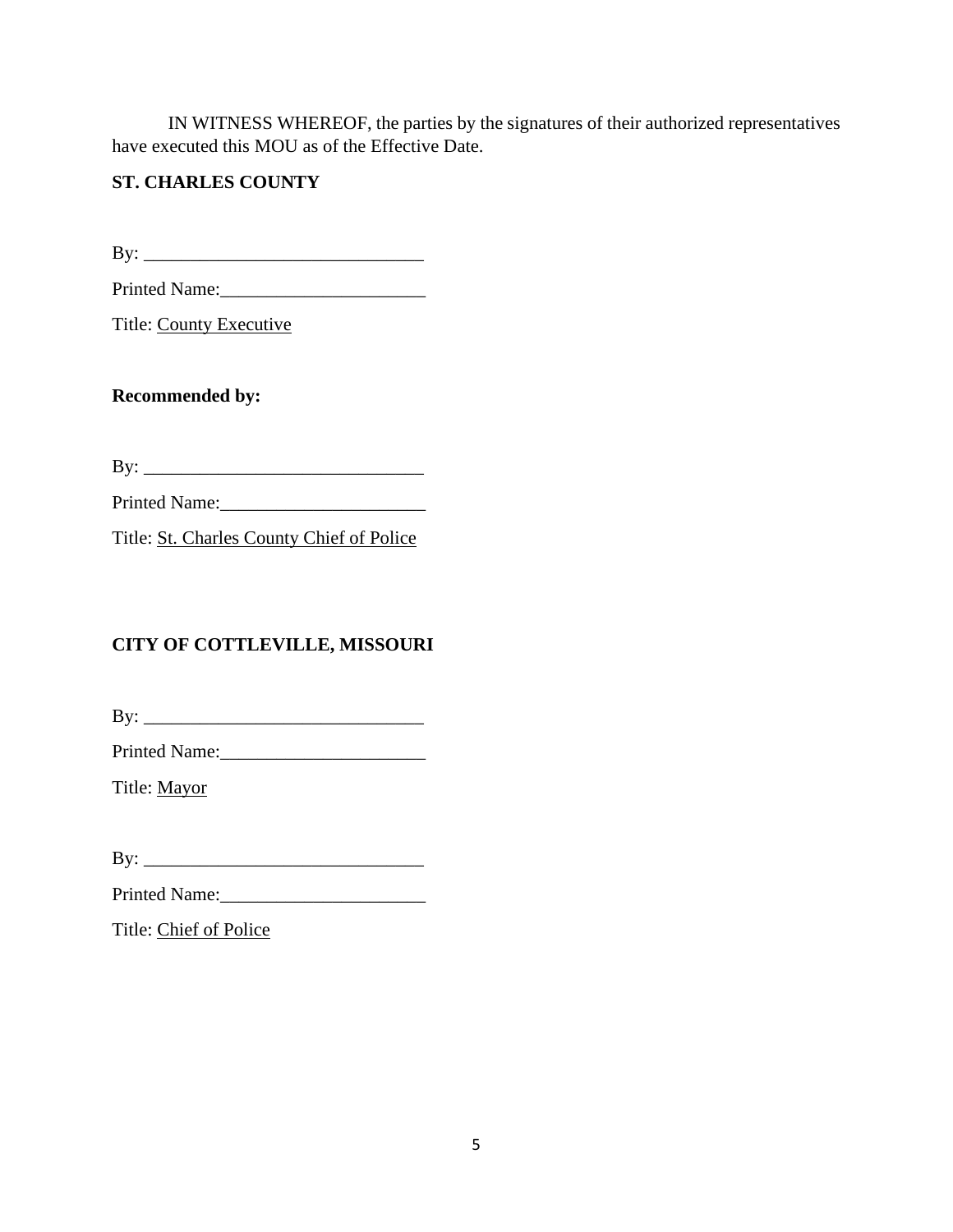IN WITNESS WHEREOF, the parties by the signatures of their authorized representatives have executed this MOU as of the Effective Date.

**ST. CHARLES COUNTY**

By: ______________________________

Printed Name:______________________

Title: County Executive

**Recommended by:**

By: ______________________________

Printed Name:______________________

Title: St. Charles County Chief of Police

**CITY OF COTTLEVILLE, MISSOURI**

By: ______________________________

Printed Name:______________________

Title: Mayor

By: ______________________________

Printed Name:______________________

Title: Chief of Police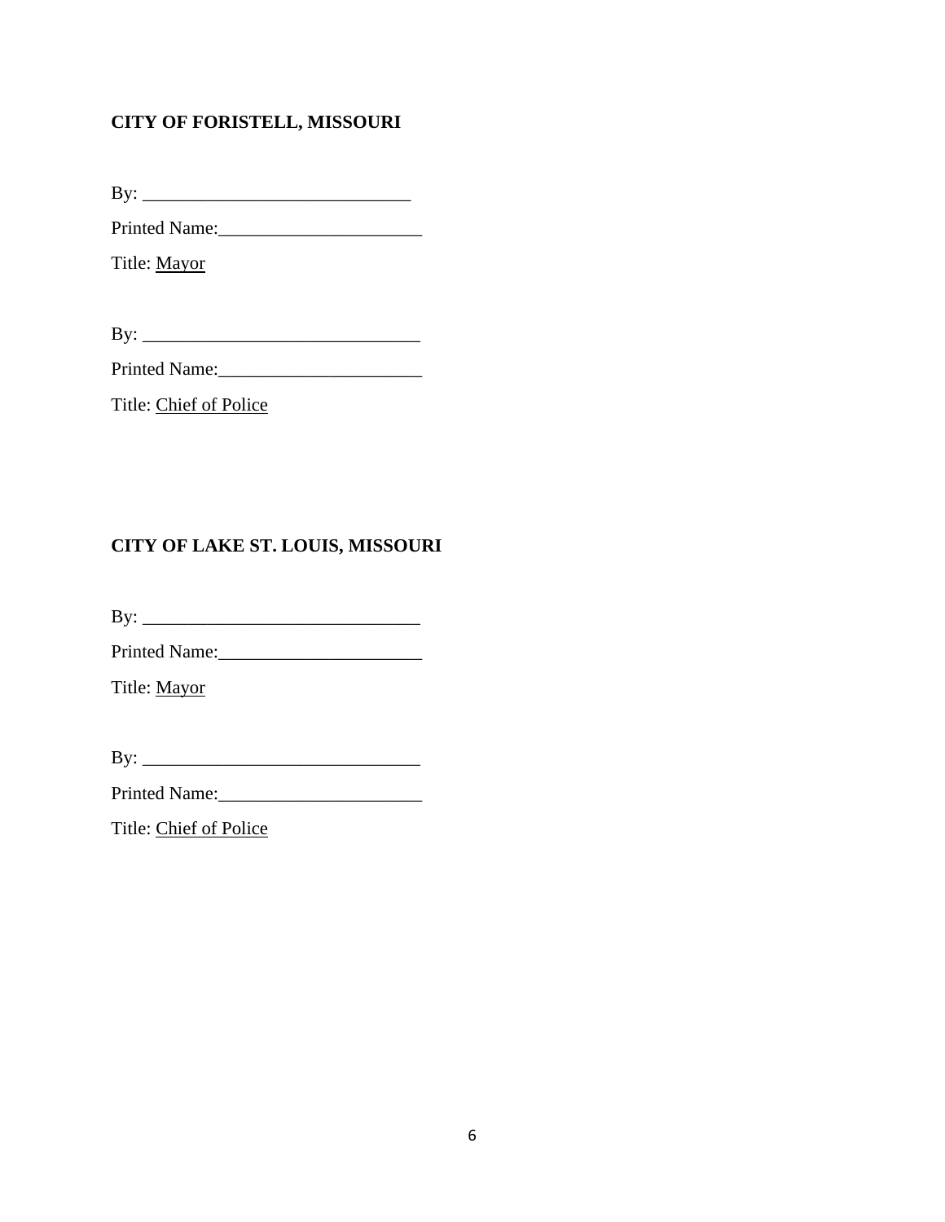**CITY OF FORISTELL, MISSOURI**

By: _____________________________

Printed Name:______________________

Title: Mayor

By: ______________________________

Printed Name:______________________

Title: Chief of Police

**CITY OF LAKE ST. LOUIS, MISSOURI**

By: ______________________________

Printed Name:______________________

Title: Mayor

By: ______________________________

Printed Name:______________________

Title: Chief of Police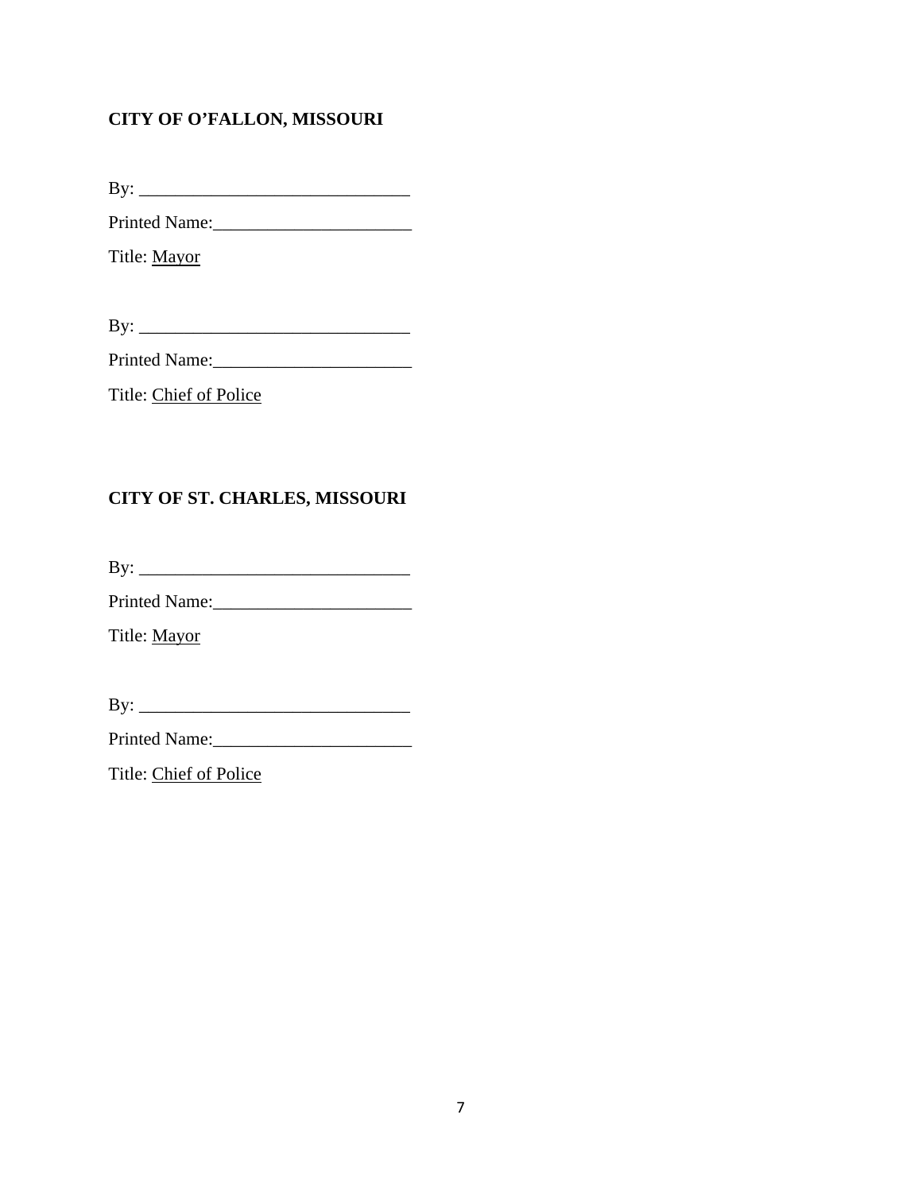**CITY OF O'FALLON, MISSOURI**

By: ______________________________

Printed Name:______________________

Title: Mayor

By: ______________________________

Printed Name:______________________

Title: Chief of Police

**CITY OF ST. CHARLES, MISSOURI**

By: ______________________________

Printed Name:______________________

Title: Mayor

By: ______________________________

Printed Name:______________________

Title: Chief of Police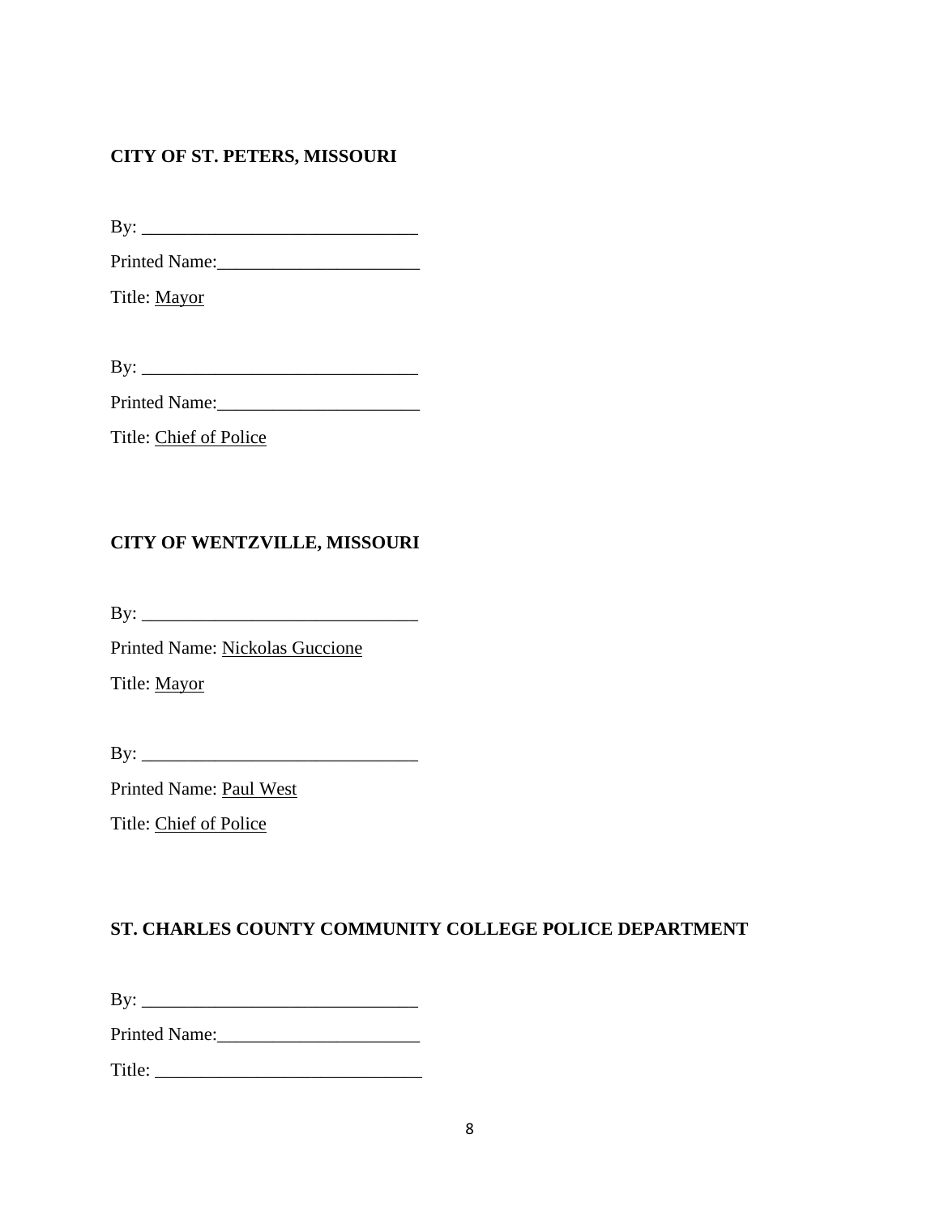**CITY OF ST. PETERS, MISSOURI**

By: ______________________________

Printed Name:______________________

Title: Mayor

By: ______________________________

Printed Name:______________________

Title: Chief of Police

**CITY OF WENTZVILLE, MISSOURI**

By: ______________________________

Printed Name: Nickolas Guccione

Title: Mayor

By: ______________________________

Printed Name: Paul West

Title: Chief of Police

**ST. CHARLES COUNTY COMMUNITY COLLEGE POLICE DEPARTMENT**

By: ______________________________

Printed Name:______________________

Title: _____________________________